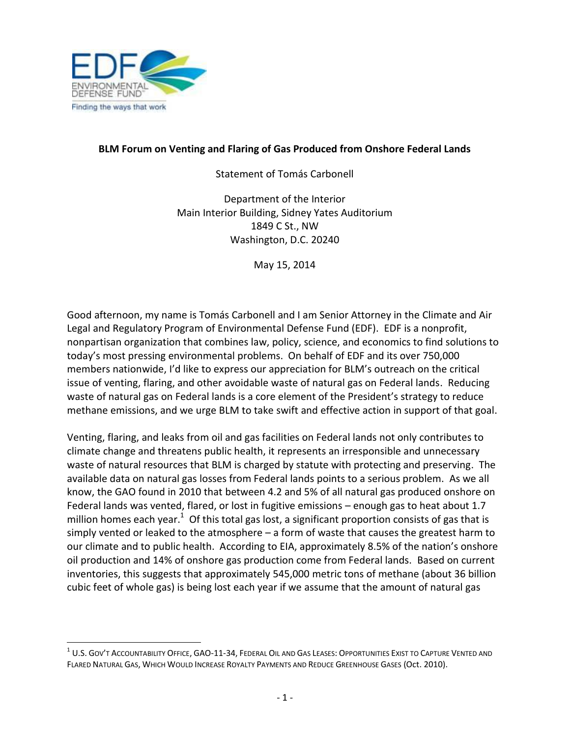**BLM Forum on Venting and Flaring of Gas Produced from Onshore Federal Lands**

Statement of Tomás Carbonell

Department of the Interior
Main Interior Building, Sidney Yates Auditorium
1849 C St., NW
Washington, D.C. 20240

May 15, 2014

Good afternoon, my name is Tomás Carbonell and I am Senior Attorney in the Climate and Air Legal and Regulatory Program of Environmental Defense Fund (EDF). EDF is a nonprofit, nonpartisan organization that combines law, policy, science, and economics to find solutions to today's most pressing environmental problems. On behalf of EDF and its over 750,000 members nationwide, I'd like to express our appreciation for BLM's outreach on the critical issue of venting, flaring, and other avoidable waste of natural gas on Federal lands. Reducing waste of natural gas on Federal lands is a core element of the President's strategy to reduce methane emissions, and we urge BLM to take swift and effective action in support of that goal.

Venting, flaring, and leaks from oil and gas facilities on Federal lands not only contributes to climate change and threatens public health, it represents an irresponsible and unnecessary waste of natural resources that BLM is charged by statute with protecting and preserving. The available data on natural gas losses from Federal lands points to a serious problem. As we all know, the GAO found in 2010 that between 4.2 and 5% of all natural gas produced onshore on Federal lands was vented, flared, or lost in fugitive emissions – enough gas to heat about 1.7 million homes each year.[1] Of this total gas lost, a significant proportion consists of gas that is simply vented or leaked to the atmosphere – a form of waste that causes the greatest harm to our climate and to public health. According to EIA, approximately 8.5% of the nation's onshore oil production and 14% of onshore gas production come from Federal lands. Based on current inventories, this suggests that approximately 545,000 metric tons of methane (about 36 billion cubic feet of whole gas) is being lost each year if we assume that the amount of natural gas

[1] U.S. Gov't Accountability Office, GAO-11-34, Federal Oil and Gas Leases: Opportunities Exist to Capture Vented and Flared Natural Gas, Which Would Increase Royalty Payments and Reduce Greenhouse Gases (Oct. 2010).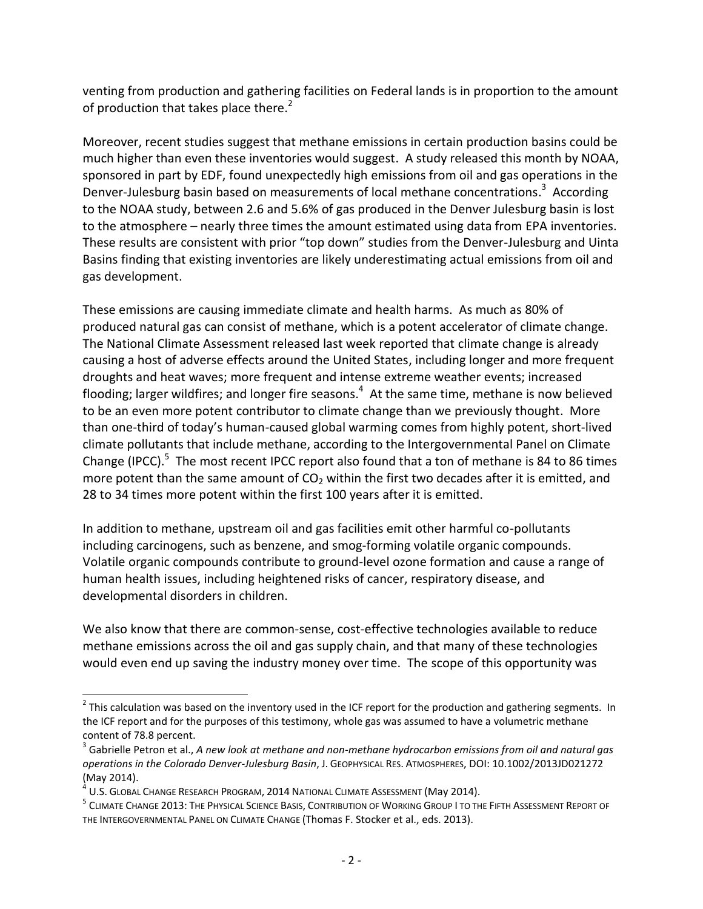venting from production and gathering facilities on Federal lands is in proportion to the amount of production that takes place there.[2]

Moreover, recent studies suggest that methane emissions in certain production basins could be much higher than even these inventories would suggest. A study released this month by NOAA, sponsored in part by EDF, found unexpectedly high emissions from oil and gas operations in the Denver-Julesburg basin based on measurements of local methane concentrations.[3] According to the NOAA study, between 2.6 and 5.6% of gas produced in the Denver Julesburg basin is lost to the atmosphere – nearly three times the amount estimated using data from EPA inventories. These results are consistent with prior "top down" studies from the Denver-Julesburg and Uinta Basins finding that existing inventories are likely underestimating actual emissions from oil and gas development.

These emissions are causing immediate climate and health harms. As much as 80% of produced natural gas can consist of methane, which is a potent accelerator of climate change. The National Climate Assessment released last week reported that climate change is already causing a host of adverse effects around the United States, including longer and more frequent droughts and heat waves; more frequent and intense extreme weather events; increased flooding; larger wildfires; and longer fire seasons.[4] At the same time, methane is now believed to be an even more potent contributor to climate change than we previously thought. More than one-third of today's human-caused global warming comes from highly potent, short-lived climate pollutants that include methane, according to the Intergovernmental Panel on Climate Change (IPCC).[5] The most recent IPCC report also found that a ton of methane is 84 to 86 times more potent than the same amount of $CO_2$ within the first two decades after it is emitted, and 28 to 34 times more potent within the first 100 years after it is emitted.

In addition to methane, upstream oil and gas facilities emit other harmful co-pollutants including carcinogens, such as benzene, and smog-forming volatile organic compounds. Volatile organic compounds contribute to ground-level ozone formation and cause a range of human health issues, including heightened risks of cancer, respiratory disease, and developmental disorders in children.

We also know that there are common-sense, cost-effective technologies available to reduce methane emissions across the oil and gas supply chain, and that many of these technologies would even end up saving the industry money over time. The scope of this opportunity was

---

[2] This calculation was based on the inventory used in the ICF report for the production and gathering segments. In the ICF report and for the purposes of this testimony, whole gas was assumed to have a volumetric methane content of 78.8 percent.

[3] Gabrielle Petron et al., *A new look at methane and non-methane hydrocarbon emissions from oil and natural gas operations in the Colorado Denver-Julesburg Basin*, J. GEOPHYSICAL RES. ATMOSPHERES, DOI: 10.1002/2013JD021272 (May 2014).

[4] U.S. GLOBAL CHANGE RESEARCH PROGRAM, 2014 NATIONAL CLIMATE ASSESSMENT (May 2014).

[5] CLIMATE CHANGE 2013: THE PHYSICAL SCIENCE BASIS, CONTRIBUTION OF WORKING GROUP I TO THE FIFTH ASSESSMENT REPORT OF THE INTERGOVERNMENTAL PANEL ON CLIMATE CHANGE (Thomas F. Stocker et al., eds. 2013).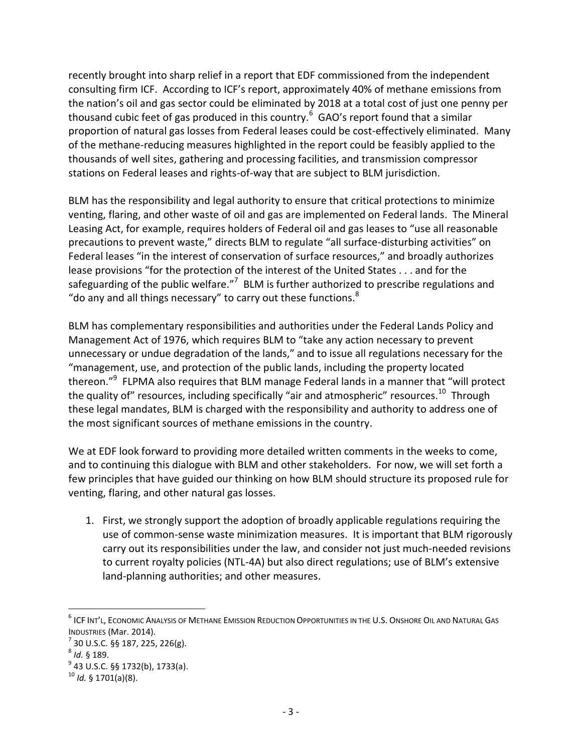recently brought into sharp relief in a report that EDF commissioned from the independent consulting firm ICF. According to ICF's report, approximately 40% of methane emissions from the nation's oil and gas sector could be eliminated by 2018 at a total cost of just one penny per thousand cubic feet of gas produced in this country.[6] GAO's report found that a similar proportion of natural gas losses from Federal leases could be cost-effectively eliminated. Many of the methane-reducing measures highlighted in the report could be feasibly applied to the thousands of well sites, gathering and processing facilities, and transmission compressor stations on Federal leases and rights-of-way that are subject to BLM jurisdiction.

BLM has the responsibility and legal authority to ensure that critical protections to minimize venting, flaring, and other waste of oil and gas are implemented on Federal lands. The Mineral Leasing Act, for example, requires holders of Federal oil and gas leases to "use all reasonable precautions to prevent waste," directs BLM to regulate "all surface-disturbing activities" on Federal leases "in the interest of conservation of surface resources," and broadly authorizes lease provisions "for the protection of the interest of the United States . . . and for the safeguarding of the public welfare."[7] BLM is further authorized to prescribe regulations and "do any and all things necessary" to carry out these functions.[8]

BLM has complementary responsibilities and authorities under the Federal Lands Policy and Management Act of 1976, which requires BLM to "take any action necessary to prevent unnecessary or undue degradation of the lands," and to issue all regulations necessary for the "management, use, and protection of the public lands, including the property located thereon."[9] FLPMA also requires that BLM manage Federal lands in a manner that "will protect the quality of" resources, including specifically "air and atmospheric" resources.[10] Through these legal mandates, BLM is charged with the responsibility and authority to address one of the most significant sources of methane emissions in the country.

We at EDF look forward to providing more detailed written comments in the weeks to come, and to continuing this dialogue with BLM and other stakeholders. For now, we will set forth a few principles that have guided our thinking on how BLM should structure its proposed rule for venting, flaring, and other natural gas losses.

1. First, we strongly support the adoption of broadly applicable regulations requiring the use of common-sense waste minimization measures. It is important that BLM rigorously carry out its responsibilities under the law, and consider not just much-needed revisions to current royalty policies (NTL-4A) but also direct regulations; use of BLM's extensive land-planning authorities; and other measures.

---

[6] ICF INT'L, ECONOMIC ANALYSIS OF METHANE EMISSION REDUCTION OPPORTUNITIES IN THE U.S. ONSHORE OIL AND NATURAL GAS INDUSTRIES (Mar. 2014).

[7] 30 U.S.C. §§ 187, 225, 226(g).

[8] *Id.* § 189.

[9] 43 U.S.C. §§ 1732(b), 1733(a).

[10] *Id.* § 1701(a)(8).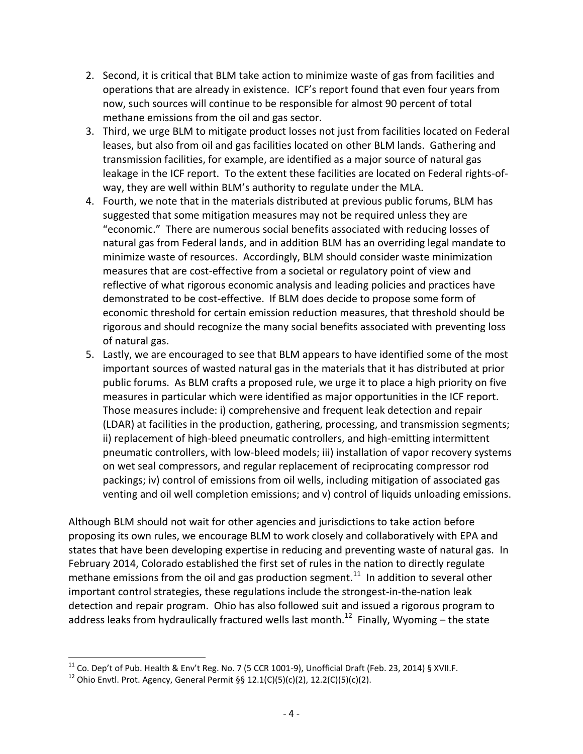2. Second, it is critical that BLM take action to minimize waste of gas from facilities and operations that are already in existence. ICF's report found that even four years from now, such sources will continue to be responsible for almost 90 percent of total methane emissions from the oil and gas sector.
3. Third, we urge BLM to mitigate product losses not just from facilities located on Federal leases, but also from oil and gas facilities located on other BLM lands. Gathering and transmission facilities, for example, are identified as a major source of natural gas leakage in the ICF report. To the extent these facilities are located on Federal rights-of-way, they are well within BLM's authority to regulate under the MLA.
4. Fourth, we note that in the materials distributed at previous public forums, BLM has suggested that some mitigation measures may not be required unless they are "economic." There are numerous social benefits associated with reducing losses of natural gas from Federal lands, and in addition BLM has an overriding legal mandate to minimize waste of resources. Accordingly, BLM should consider waste minimization measures that are cost-effective from a societal or regulatory point of view and reflective of what rigorous economic analysis and leading policies and practices have demonstrated to be cost-effective. If BLM does decide to propose some form of economic threshold for certain emission reduction measures, that threshold should be rigorous and should recognize the many social benefits associated with preventing loss of natural gas.
5. Lastly, we are encouraged to see that BLM appears to have identified some of the most important sources of wasted natural gas in the materials that it has distributed at prior public forums. As BLM crafts a proposed rule, we urge it to place a high priority on five measures in particular which were identified as major opportunities in the ICF report. Those measures include: i) comprehensive and frequent leak detection and repair (LDAR) at facilities in the production, gathering, processing, and transmission segments; ii) replacement of high-bleed pneumatic controllers, and high-emitting intermittent pneumatic controllers, with low-bleed models; iii) installation of vapor recovery systems on wet seal compressors, and regular replacement of reciprocating compressor rod packings; iv) control of emissions from oil wells, including mitigation of associated gas venting and oil well completion emissions; and v) control of liquids unloading emissions.

Although BLM should not wait for other agencies and jurisdictions to take action before proposing its own rules, we encourage BLM to work closely and collaboratively with EPA and states that have been developing expertise in reducing and preventing waste of natural gas. In February 2014, Colorado established the first set of rules in the nation to directly regulate methane emissions from the oil and gas production segment.[11] In addition to several other important control strategies, these regulations include the strongest-in-the-nation leak detection and repair program. Ohio has also followed suit and issued a rigorous program to address leaks from hydraulically fractured wells last month.[12] Finally, Wyoming – the state

[11] Co. Dep't of Pub. Health & Env't Reg. No. 7 (5 CCR 1001-9), Unofficial Draft (Feb. 23, 2014) § XVII.F.

[12] Ohio Envtl. Prot. Agency, General Permit §§ 12.1(C)(5)(c)(2), 12.2(C)(5)(c)(2).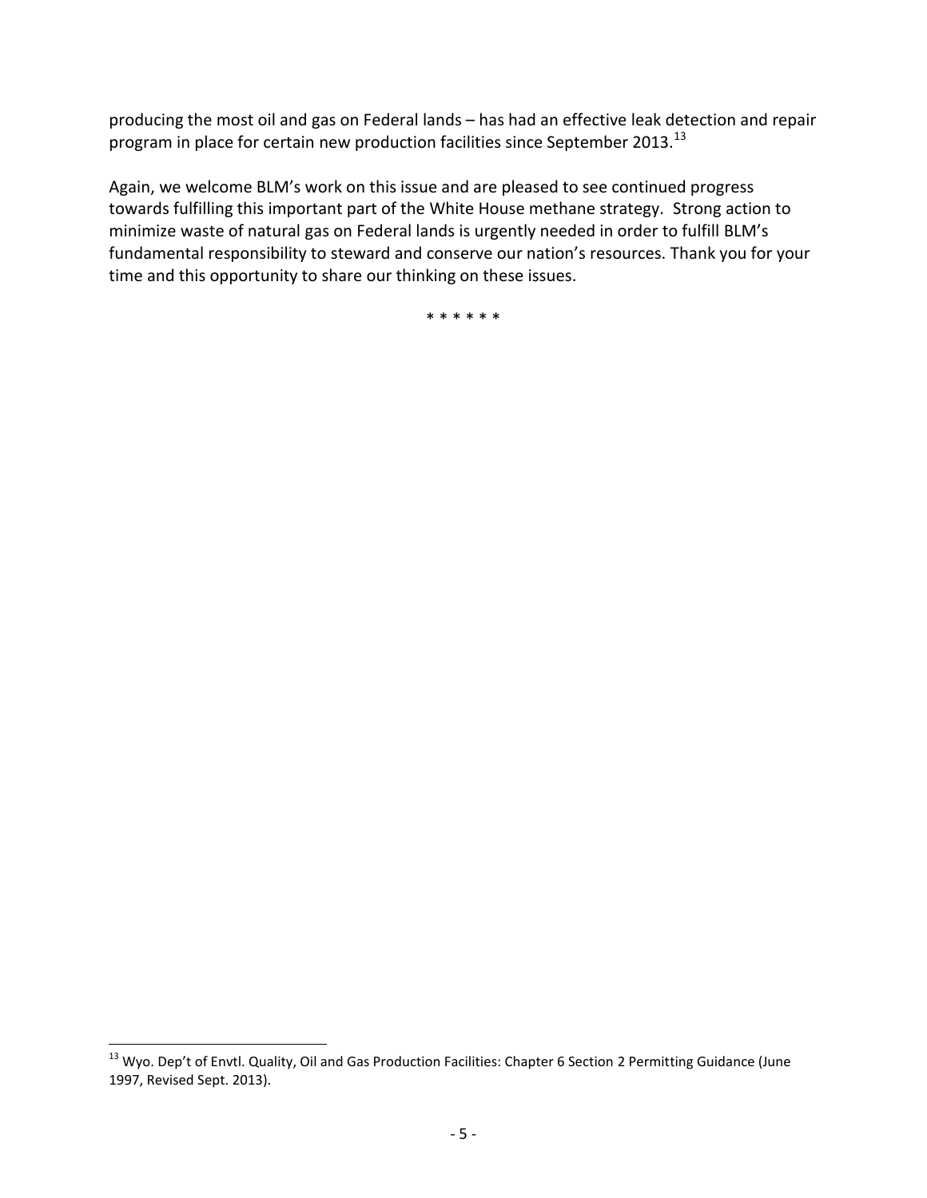producing the most oil and gas on Federal lands – has had an effective leak detection and repair program in place for certain new production facilities since September 2013.[13]

Again, we welcome BLM's work on this issue and are pleased to see continued progress towards fulfilling this important part of the White House methane strategy. Strong action to minimize waste of natural gas on Federal lands is urgently needed in order to fulfill BLM's fundamental responsibility to steward and conserve our nation's resources. Thank you for your time and this opportunity to share our thinking on these issues.

* * * * * *

[13] Wyo. Dep't of Envtl. Quality, Oil and Gas Production Facilities: Chapter 6 Section 2 Permitting Guidance (June 1997, Revised Sept. 2013).